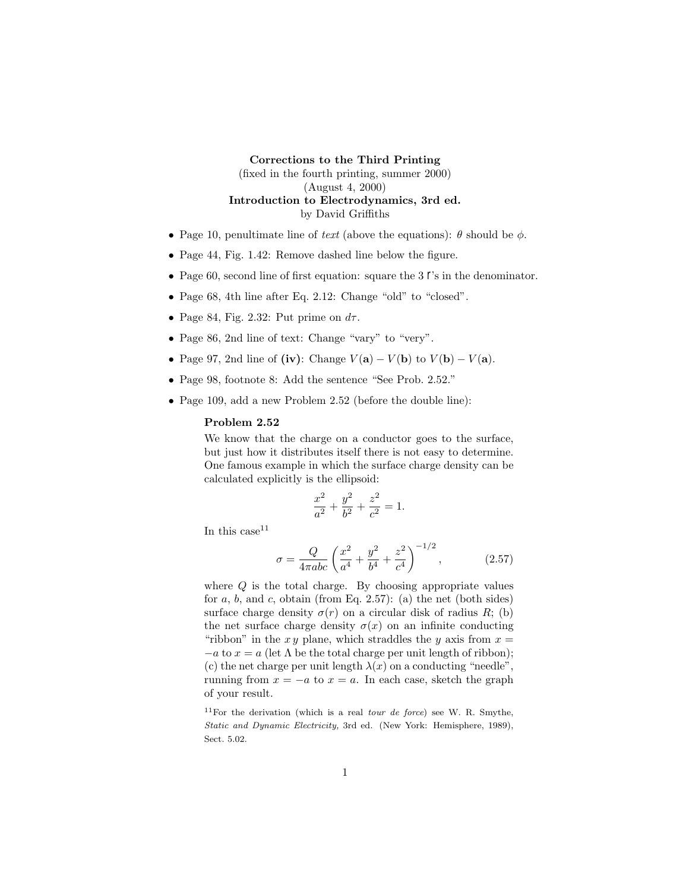**Corrections to the Third Printing**
(fixed in the fourth printing, summer 2000)
(August 4, 2000)
**Introduction to Electrodynamics, 3rd ed.**
by David Griffiths

- Page 10, penultimate line of *text* (above the equations): $\theta$ should be $\phi$.
- Page 44, Fig. 1.42: Remove dashed line below the figure.
- Page 60, second line of first equation: square the 3 $\mathfrak{r}$'s in the denominator.
- Page 68, 4th line after Eq. 2.12: Change "old" to "closed".
- Page 84, Fig. 2.32: Put prime on $d\tau$.
- Page 86, 2nd line of text: Change "vary" to "very".
- Page 97, 2nd line of **(iv)**: Change $V(\mathbf{a}) - V(\mathbf{b})$ to $V(\mathbf{b}) - V(\mathbf{a})$.
- Page 98, footnote 8: Add the sentence "See Prob. 2.52."
- Page 109, add a new Problem 2.52 (before the double line):

  **Problem 2.52**

  We know that the charge on a conductor goes to the surface, but just how it distributes itself there is not easy to determine. One famous example in which the surface charge density can be calculated explicitly is the ellipsoid:

  $$\frac{x^2}{a^2} + \frac{y^2}{b^2} + \frac{z^2}{c^2} = 1.$$

  In this case[11]

  $$\sigma = \frac{Q}{4\pi abc}\left(\frac{x^2}{a^4} + \frac{y^2}{b^4} + \frac{z^2}{c^4}\right)^{-1/2}, \tag{2.57}$$

  where $Q$ is the total charge. By choosing appropriate values for $a$, $b$, and $c$, obtain (from Eq. 2.57): (a) the net (both sides) surface charge density $\sigma(r)$ on a circular disk of radius $R$; (b) the net surface charge density $\sigma(x)$ on an infinite conducting "ribbon" in the $xy$ plane, which straddles the $y$ axis from $x = -a$ to $x = a$ (let $\Lambda$ be the total charge per unit length of ribbon); (c) the net charge per unit length $\lambda(x)$ on a conducting "needle", running from $x = -a$ to $x = a$. In each case, sketch the graph of your result.

  [11] For the derivation (which is a real *tour de force*) see W. R. Smythe, *Static and Dynamic Electricity,* 3rd ed. (New York: Hemisphere, 1989), Sect. 5.02.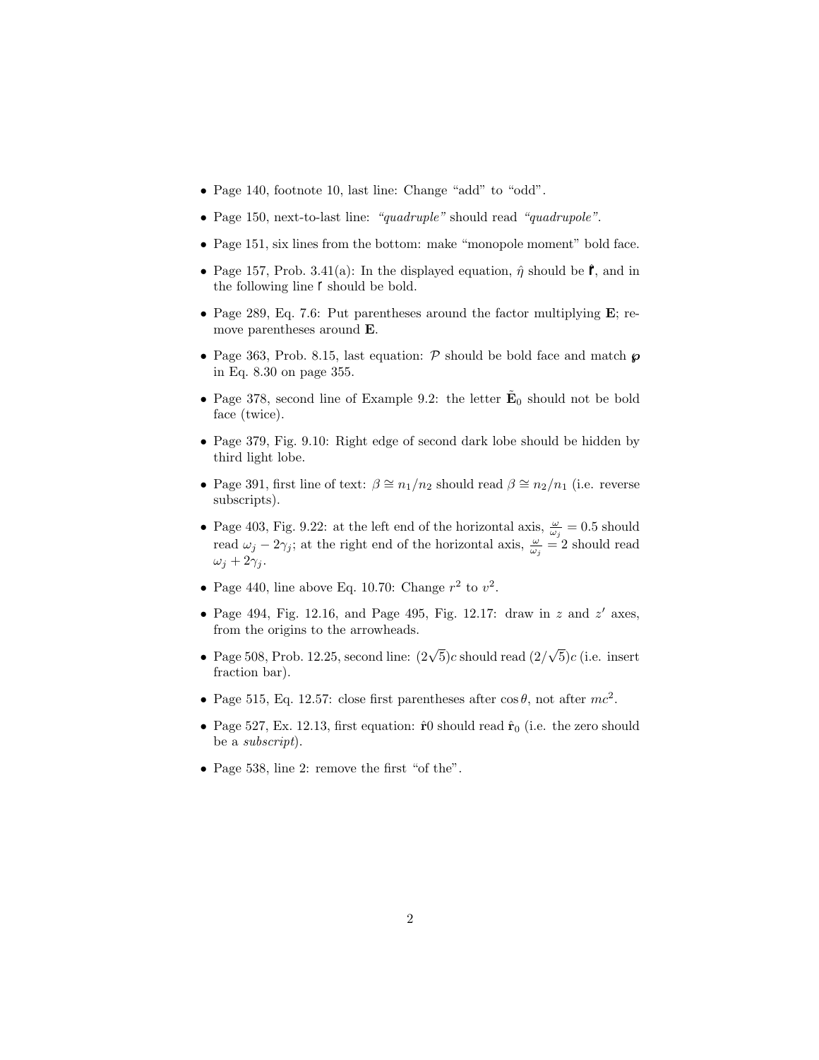- Page 140, footnote 10, last line: Change "add" to "odd".
- Page 150, next-to-last line: *"quadruple"* should read *"quadrupole"*.
- Page 151, six lines from the bottom: make "monopole moment" bold face.
- Page 157, Prob. 3.41(a): In the displayed equation, $\hat{\eta}$ should be $\hat{\boldsymbol{\mathfrak{r}}}$, and in the following line $\mathfrak{r}$ should be bold.
- Page 289, Eq. 7.6: Put parentheses around the factor multiplying $\mathbf{E}$; remove parentheses around $\mathbf{E}$.
- Page 363, Prob. 8.15, last equation: $\mathcal{P}$ should be bold face and match $\boldsymbol{\wp}$ in Eq. 8.30 on page 355.
- Page 378, second line of Example 9.2: the letter $\tilde{\mathbf{E}}_0$ should not be bold face (twice).
- Page 379, Fig. 9.10: Right edge of second dark lobe should be hidden by third light lobe.
- Page 391, first line of text: $\beta \cong n_1/n_2$ should read $\beta \cong n_2/n_1$ (i.e. reverse subscripts).
- Page 403, Fig. 9.22: at the left end of the horizontal axis, $\frac{\omega}{\omega_j} = 0.5$ should read $\omega_j - 2\gamma_j$; at the right end of the horizontal axis, $\frac{\omega}{\omega_j} = 2$ should read $\omega_j + 2\gamma_j$.
- Page 440, line above Eq. 10.70: Change $r^2$ to $v^2$.
- Page 494, Fig. 12.16, and Page 495, Fig. 12.17: draw in $z$ and $z'$ axes, from the origins to the arrowheads.
- Page 508, Prob. 12.25, second line: $(2\sqrt{5})c$ should read $(2/\sqrt{5})c$ (i.e. insert fraction bar).
- Page 515, Eq. 12.57: close first parentheses after $\cos\theta$, not after $mc^2$.
- Page 527, Ex. 12.13, first equation: $\hat{\mathbf{r}}0$ should read $\hat{\mathbf{r}}_0$ (i.e. the zero should be a *subscript*).
- Page 538, line 2: remove the first "of the".